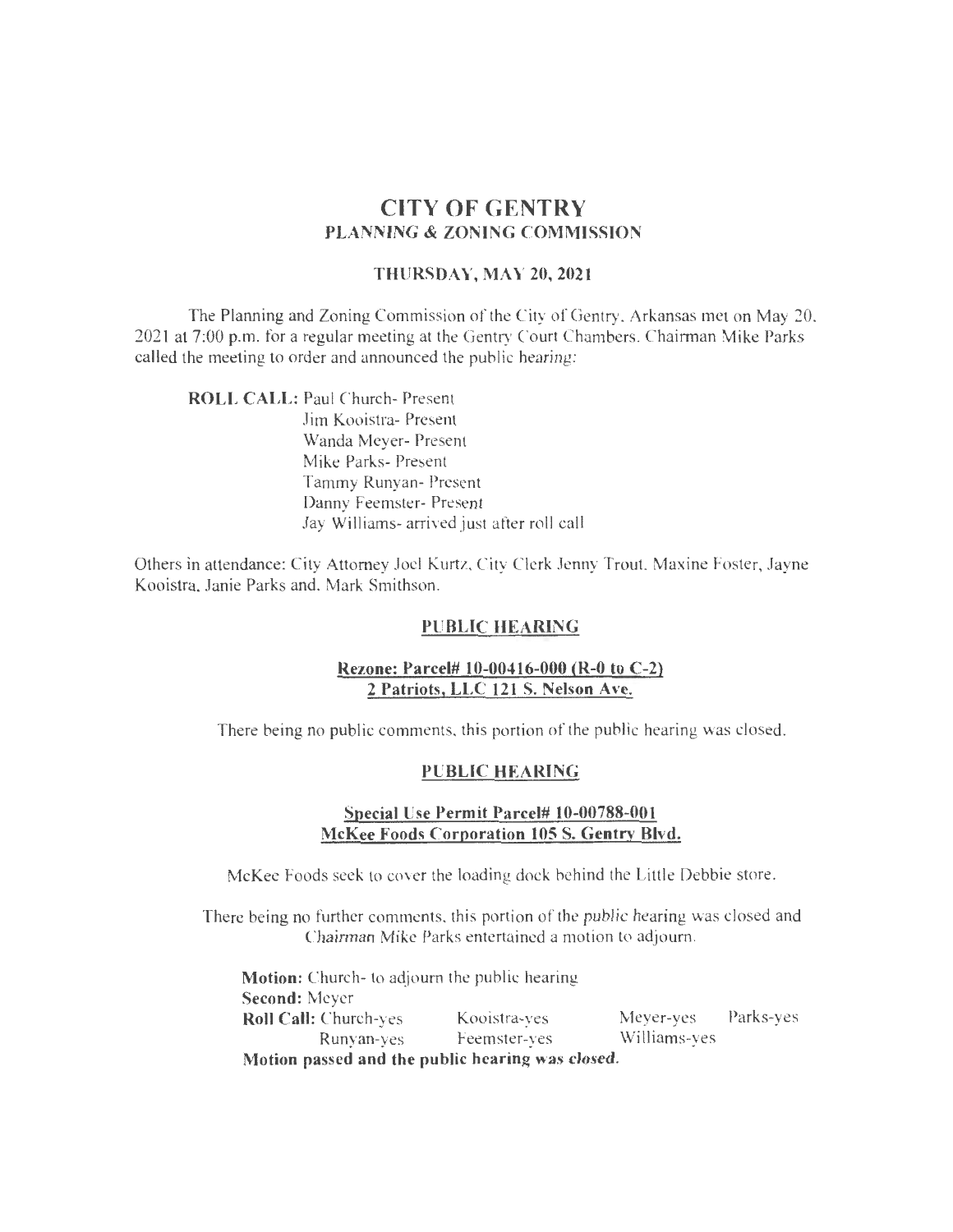# CITY OF GENTRY
## PLANNING & ZONING COMMISSION

### THURSDAY, MAY 20, 2021

The Planning and Zoning Commission of the City of Gentry, Arkansas met on May 20, 2021 at 7:00 p.m. for a regular meeting at the Gentry Court Chambers. Chairman Mike Parks called the meeting to order and announced the public hearing:

**ROLL CALL:** Paul Church- Present
Jim Kooistra- Present
Wanda Meyer- Present
Mike Parks- Present
Tammy Runyan- Present
Danny Feemster- Present
Jay Williams- arrived just after roll call

Others in attendance: City Attorney Joel Kurtz, City Clerk Jenny Trout, Maxine Foster, Jayne Kooistra, Janie Parks and, Mark Smithson.

### PUBLIC HEARING

**Rezone: Parcel# 10-00416-000 (R-0 to C-2)**
**2 Patriots, LLC 121 S. Nelson Ave.**

There being no public comments, this portion of the public hearing was closed.

### PUBLIC HEARING

**Special Use Permit Parcel# 10-00788-001**
**McKee Foods Corporation 105 S. Gentry Blvd.**

McKee Foods seek to cover the loading dock behind the Little Debbie store.

There being no further comments, this portion of the public hearing was closed and Chairman Mike Parks entertained a motion to adjourn.

**Motion:** Church- to adjourn the public hearing
**Second:** Meyer
**Roll Call:** Church-yes Kooistra-yes Meyer-yes Parks-yes
Runyan-yes Feemster-yes Williams-yes
**Motion passed and the public hearing was closed.**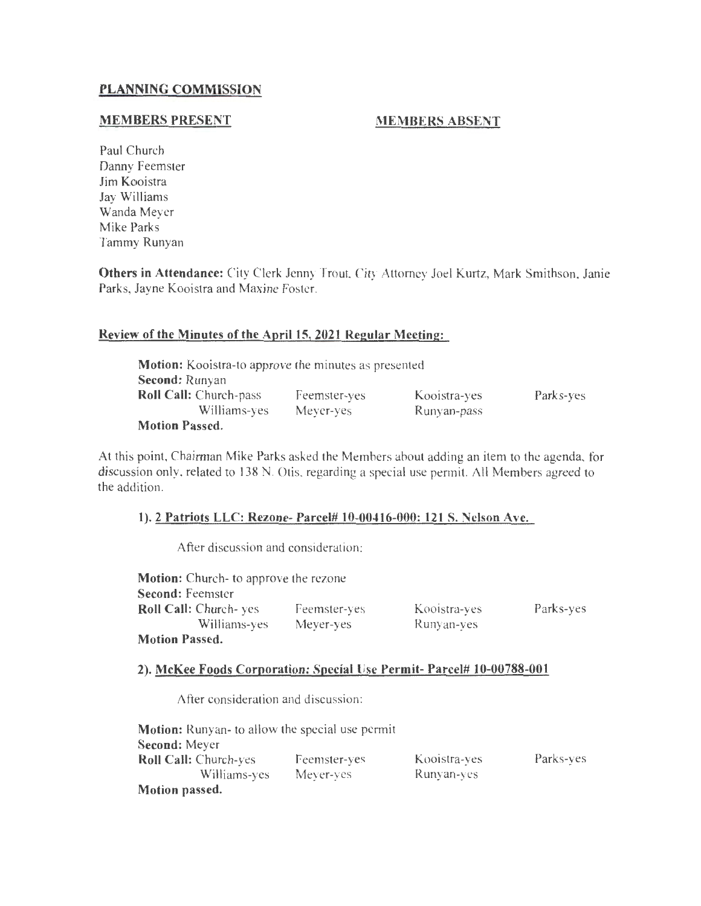## PLANNING COMMISSION

**MEMBERS PRESENT**

Paul Church
Danny Feemster
Jim Kooistra
Jay Williams
Wanda Meyer
Mike Parks
Tammy Runyan

**MEMBERS ABSENT**

**Others in Attendance:** City Clerk Jenny Trout, City Attorney Joel Kurtz, Mark Smithson, Janie Parks, Jayne Kooistra and Maxine Foster.

### Review of the Minutes of the April 15, 2021 Regular Meeting:

**Motion:** Kooistra-to approve the minutes as presented
**Second:** Runyan
**Roll Call:** Church-pass Feemster-yes Kooistra-yes Parks-yes
Williams-yes Meyer-yes Runyan-pass
**Motion Passed.**

At this point, Chairman Mike Parks asked the Members about adding an item to the agenda, for discussion only, related to 138 N. Otis, regarding a special use permit. All Members agreed to the addition.

### 1). 2 Patriots LLC: Rezone- Parcel# 10-00416-000: 121 S. Nelson Ave.

After discussion and consideration:

**Motion:** Church- to approve the rezone
**Second:** Feemster
**Roll Call:** Church- yes Feemster-yes Kooistra-yes Parks-yes
Williams-yes Meyer-yes Runyan-yes
**Motion Passed.**

### 2). McKee Foods Corporation: Special Use Permit- Parcel# 10-00788-001

After consideration and discussion:

**Motion:** Runyan- to allow the special use permit
**Second:** Meyer
**Roll Call:** Church-yes Feemster-yes Kooistra-yes Parks-yes
Williams-yes Meyer-yes Runyan-yes
**Motion passed.**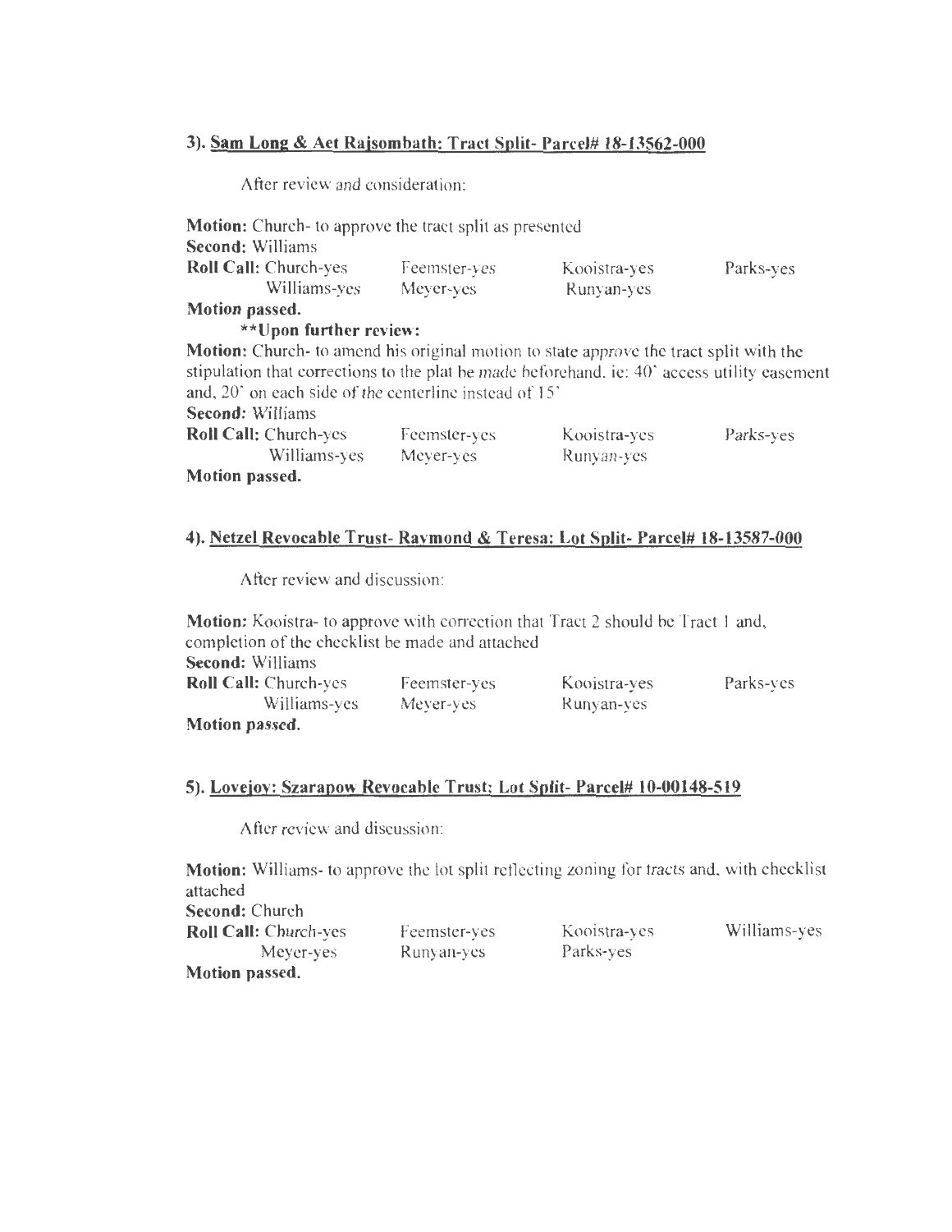### 3). Sam Long & Aet Rajsombath: Tract Split- Parcel# 18-13562-000

After review and consideration:

**Motion:** Church- to approve the tract split as presented
**Second:** Williams

| **Roll Call:** Church-yes | Feemster-yes | Kooistra-yes | Parks-yes |
|---|---|---|---|
| Williams-yes | Meyer-yes | Runyan-yes | |

**Motion passed.**

**\*\*Upon further review:**

**Motion:** Church- to amend his original motion to state approve the tract split with the stipulation that corrections to the plat be made beforehand. ie: 40' access utility easement and, 20' on each side of the centerline instead of 15'
**Second:** Williams

| **Roll Call:** Church-yes | Feemster-yes | Kooistra-yes | Parks-yes |
|---|---|---|---|
| Williams-yes | Meyer-yes | Runyan-yes | |

**Motion passed.**

### 4). Netzel Revocable Trust- Raymond & Teresa: Lot Split- Parcel# 18-13587-000

After review and discussion:

**Motion:** Kooistra- to approve with correction that Tract 2 should be Tract 1 and, completion of the checklist be made and attached
**Second:** Williams

| **Roll Call:** Church-yes | Feemster-yes | Kooistra-yes | Parks-yes |
|---|---|---|---|
| Williams-yes | Meyer-yes | Runyan-yes | |

**Motion passed.**

### 5). Lovejoy: Szarapow Revocable Trust; Lot Split- Parcel# 10-00148-519

After review and discussion:

**Motion:** Williams- to approve the lot split reflecting zoning for tracts and, with checklist attached
**Second:** Church

| **Roll Call:** Church-yes | Feemster-yes | Kooistra-yes | Williams-yes |
|---|---|---|---|
| Meyer-yes | Runyan-yes | Parks-yes | |

**Motion passed.**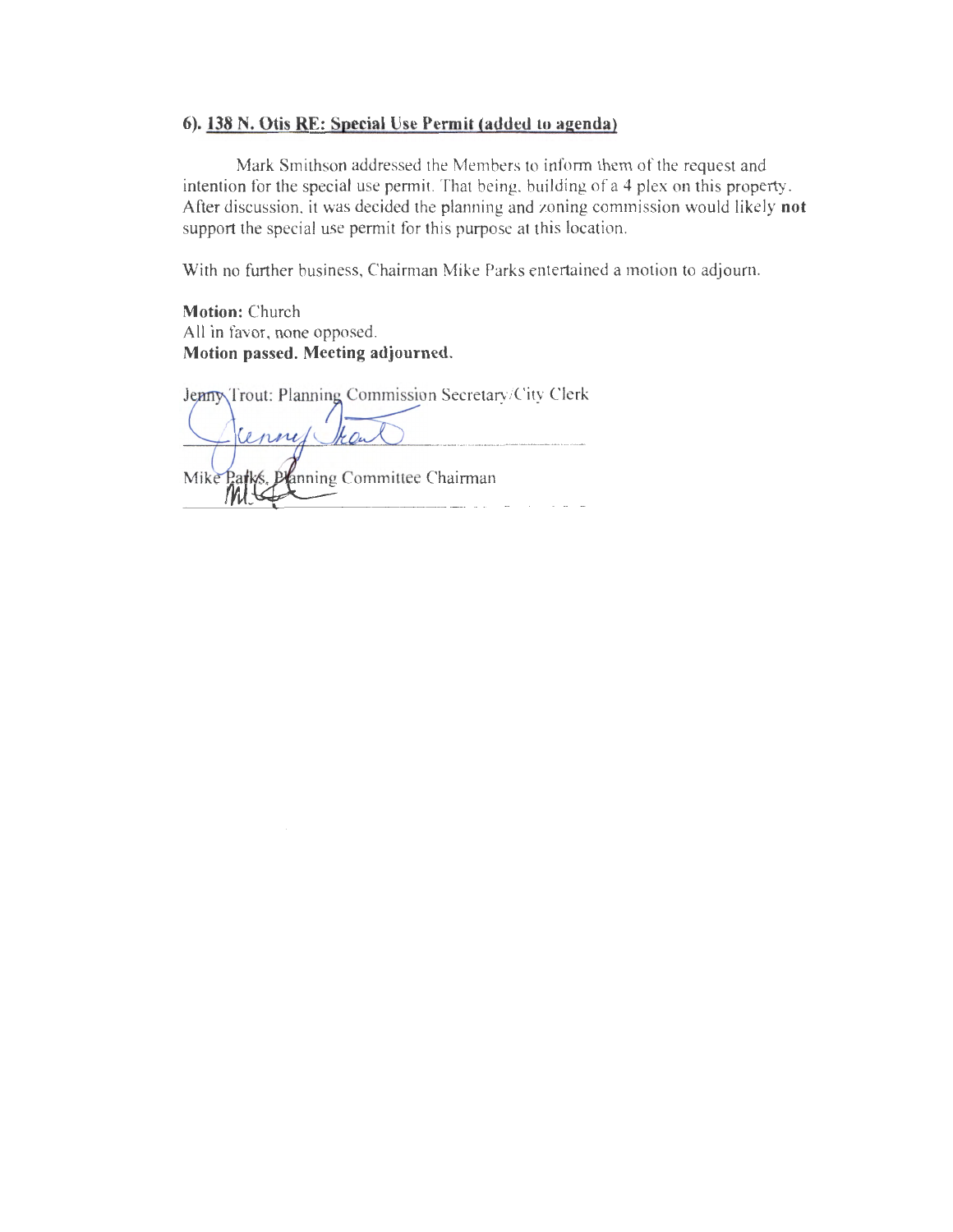**6). 138 N. Otis RE: Special Use Permit (added to agenda)**

Mark Smithson addressed the Members to inform them of the request and intention for the special use permit. That being, building of a 4 plex on this property. After discussion, it was decided the planning and zoning commission would likely **not** support the special use permit for this purpose at this location.

With no further business, Chairman Mike Parks entertained a motion to adjourn.

**Motion:** Church
All in favor, none opposed.
**Motion passed. Meeting adjourned.**

Jenny Trout: Planning Commission Secretary/City Clerk

Mike Parks, Planning Committee Chairman